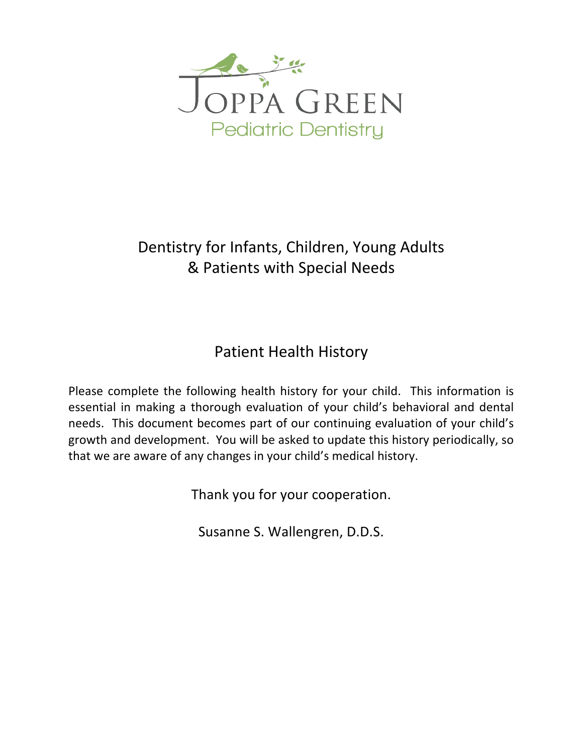# Joppa Green

## Pediatric Dentistry

Dentistry for Infants, Children, Young Adults
& Patients with Special Needs

## Patient Health History

Please complete the following health history for your child. This information is essential in making a thorough evaluation of your child's behavioral and dental needs. This document becomes part of our continuing evaluation of your child's growth and development. You will be asked to update this history periodically, so that we are aware of any changes in your child's medical history.

Thank you for your cooperation.

Susanne S. Wallengren, D.D.S.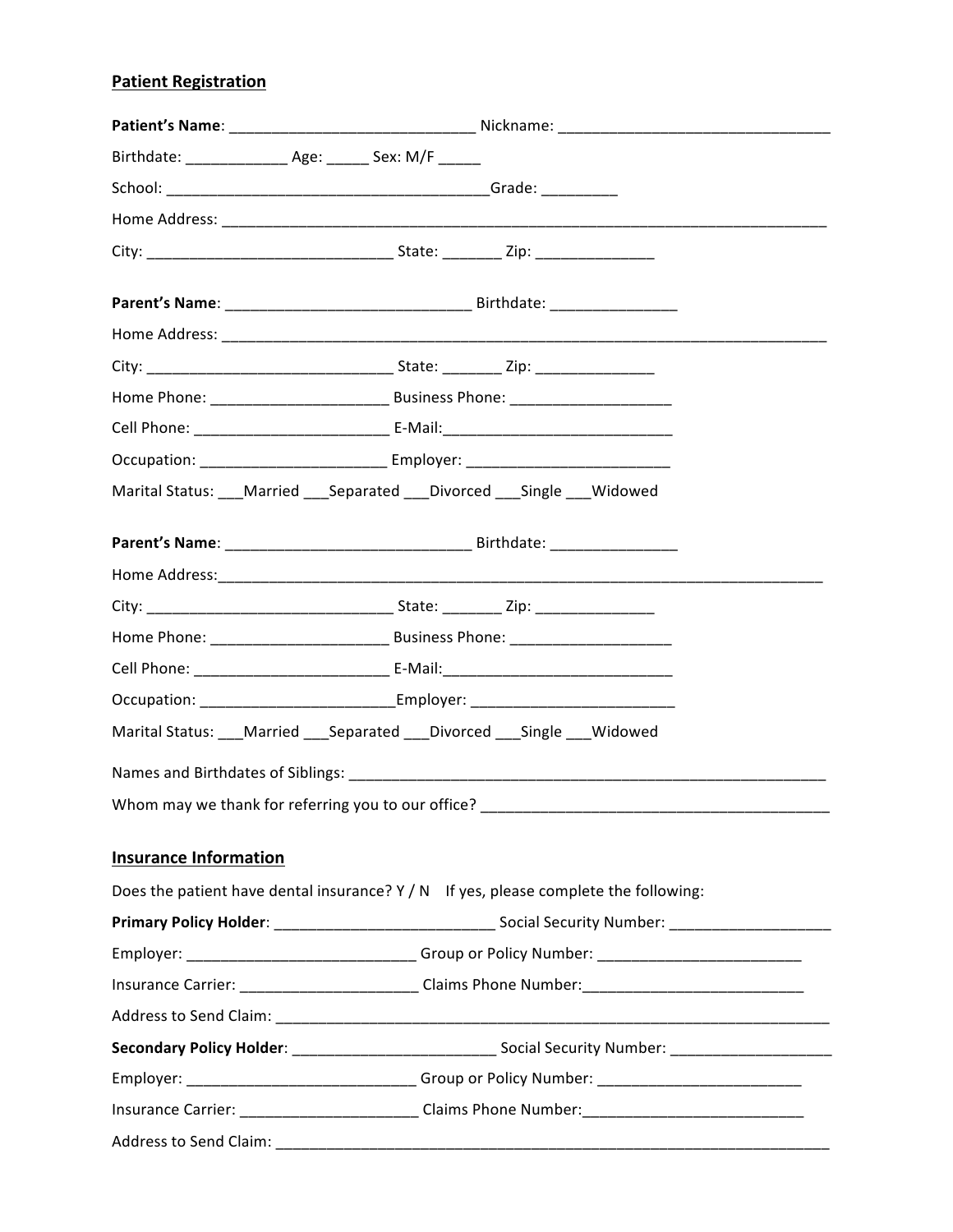## Patient Registration

**Patient's Name**: _____________________________ Nickname: ________________________________

Birthdate: ____________ Age: _____ Sex: M/F _____

School: ______________________________________Grade: _________

Home Address: ___________________________________________________________________________

City: _____________________________ State: _______ Zip: ______________

**Parent's Name**: _____________________________ Birthdate: _______________

Home Address: ___________________________________________________________________________

City: _____________________________ State: _______ Zip: ______________

Home Phone: _____________________ Business Phone: ___________________

Cell Phone: _______________________ E-Mail:___________________________

Occupation: ______________________ Employer: ________________________

Marital Status: ___Married ___Separated ___Divorced ___Single ___Widowed

**Parent's Name**: _____________________________ Birthdate: _______________

Home Address:___________________________________________________________________________

City: _____________________________ State: _______ Zip: ______________

Home Phone: _____________________ Business Phone: ___________________

Cell Phone: _______________________ E-Mail:___________________________

Occupation: ______________________Employer: ________________________

Marital Status: ___Married ___Separated ___Divorced ___Single ___Widowed

Names and Birthdates of Siblings: ___________________________________________________________

Whom may we thank for referring you to our office? _________________________________________

## Insurance Information

Does the patient have dental insurance? Y / N If yes, please complete the following:

**Primary Policy Holder**: __________________________ Social Security Number: ___________________

Employer: ___________________________ Group or Policy Number: ________________________

Insurance Carrier: _____________________ Claims Phone Number:__________________________

Address to Send Claim: __________________________________________________________________

**Secondary Policy Holder**: ________________________ Social Security Number: ___________________

Employer: ___________________________ Group or Policy Number: ________________________

Insurance Carrier: _____________________ Claims Phone Number:__________________________

Address to Send Claim: __________________________________________________________________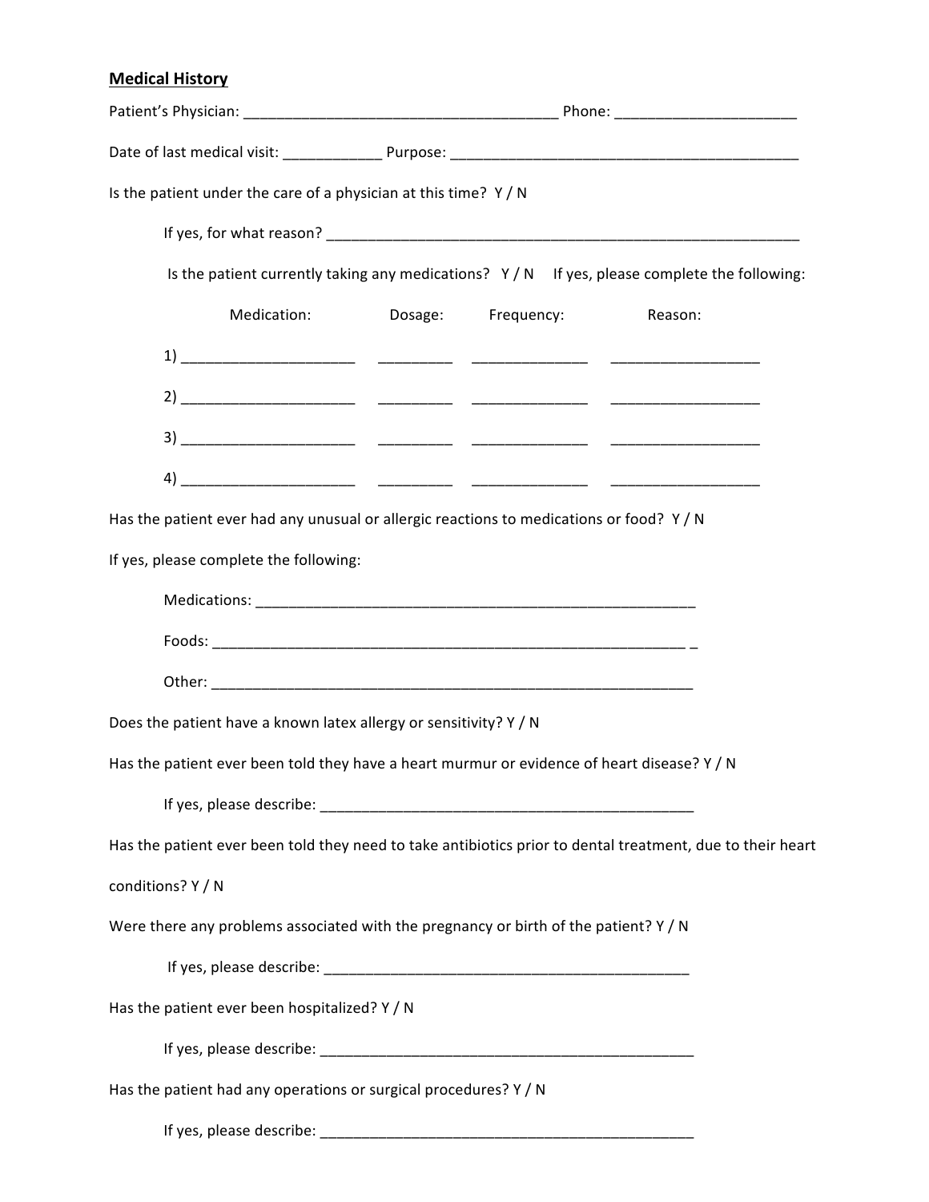**Medical History**

Patient's Physician: ______________________________________ Phone: _____________________

Date of last medical visit: ___________ Purpose: __________________________________________

Is the patient under the care of a physician at this time? Y / N

If yes, for what reason? ___________________________________________________________

Is the patient currently taking any medications? Y / N If yes, please complete the following:

| | Medication: | Dosage: | Frequency: | Reason: |
|---|---|---|---|---|
| 1) | ____________________ | _________ | ______________ | __________________ |
| 2) | ____________________ | _________ | ______________ | __________________ |
| 3) | ____________________ | _________ | ______________ | __________________ |
| 4) | ____________________ | _________ | ______________ | __________________ |

Has the patient ever had any unusual or allergic reactions to medications or food? Y / N

If yes, please complete the following:

Medications: ______________________________________________________

Foods: __________________________________________________________ _

Other: __________________________________________________________

Does the patient have a known latex allergy or sensitivity? Y / N

Has the patient ever been told they have a heart murmur or evidence of heart disease? Y / N

If yes, please describe: _____________________________________________

Has the patient ever been told they need to take antibiotics prior to dental treatment, due to their heart conditions? Y / N

Were there any problems associated with the pregnancy or birth of the patient? Y / N

If yes, please describe: _____________________________________________

Has the patient ever been hospitalized? Y / N

If yes, please describe: _____________________________________________

Has the patient had any operations or surgical procedures? Y / N

If yes, please describe: _____________________________________________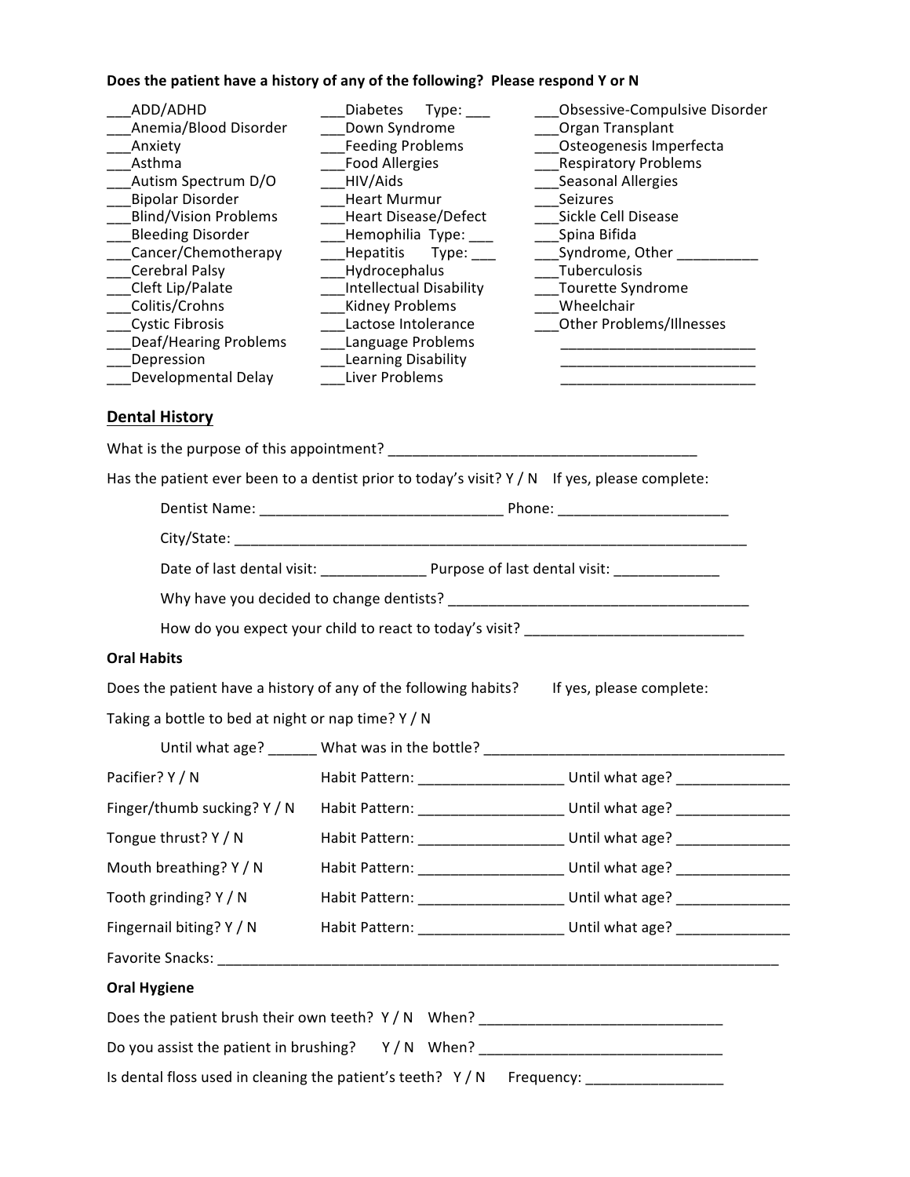**Does the patient have a history of any of the following? Please respond Y or N**

___ADD/ADHD
___Anemia/Blood Disorder
___Anxiety
___Asthma
___Autism Spectrum D/O
___Bipolar Disorder
___Blind/Vision Problems
___Bleeding Disorder
___Cancer/Chemotherapy
___Cerebral Palsy
___Cleft Lip/Palate
___Colitis/Crohns
___Cystic Fibrosis
___Deaf/Hearing Problems
___Depression
___Developmental Delay
___Diabetes Type: ___
___Down Syndrome
___Feeding Problems
___Food Allergies
___HIV/Aids
___Heart Murmur
___Heart Disease/Defect
___Hemophilia Type: ___
___Hepatitis Type: ___
___Hydrocephalus
___Intellectual Disability
___Kidney Problems
___Lactose Intolerance
___Language Problems
___Learning Disability
___Liver Problems
___Obsessive-Compulsive Disorder
___Organ Transplant
___Osteogenesis Imperfecta
___Respiratory Problems
___Seasonal Allergies
___Seizures
___Sickle Cell Disease
___Spina Bifida
___Syndrome, Other __________
___Tuberculosis
___Tourette Syndrome
___Wheelchair
___Other Problems/Illnesses
_________________________
_________________________
_________________________

## Dental History

What is the purpose of this appointment? _______________________________________

Has the patient ever been to a dentist prior to today's visit? Y / N If yes, please complete:

Dentist Name: ______________________________ Phone: ____________________

City/State: ________________________________________________________________

Date of last dental visit: _____________ Purpose of last dental visit: _____________

Why have you decided to change dentists? ______________________________________

How do you expect your child to react to today's visit? ___________________________

**Oral Habits**

Does the patient have a history of any of the following habits? If yes, please complete:

Taking a bottle to bed at night or nap time? Y / N

Until what age? ______ What was in the bottle? ______________________________________

Pacifier? Y / N Habit Pattern: _________________ Until what age? ______________

Finger/thumb sucking? Y / N Habit Pattern: _________________ Until what age? ______________

Tongue thrust? Y / N Habit Pattern: _________________ Until what age? ______________

Mouth breathing? Y / N Habit Pattern: _________________ Until what age? ______________

Tooth grinding? Y / N Habit Pattern: _________________ Until what age? ______________

Fingernail biting? Y / N Habit Pattern: _________________ Until what age? ______________

Favorite Snacks: ___________________________________________________________________________

**Oral Hygiene**

Does the patient brush their own teeth? Y / N When? ______________________________

Do you assist the patient in brushing? Y / N When? ______________________________

Is dental floss used in cleaning the patient's teeth? Y / N Frequency: ________________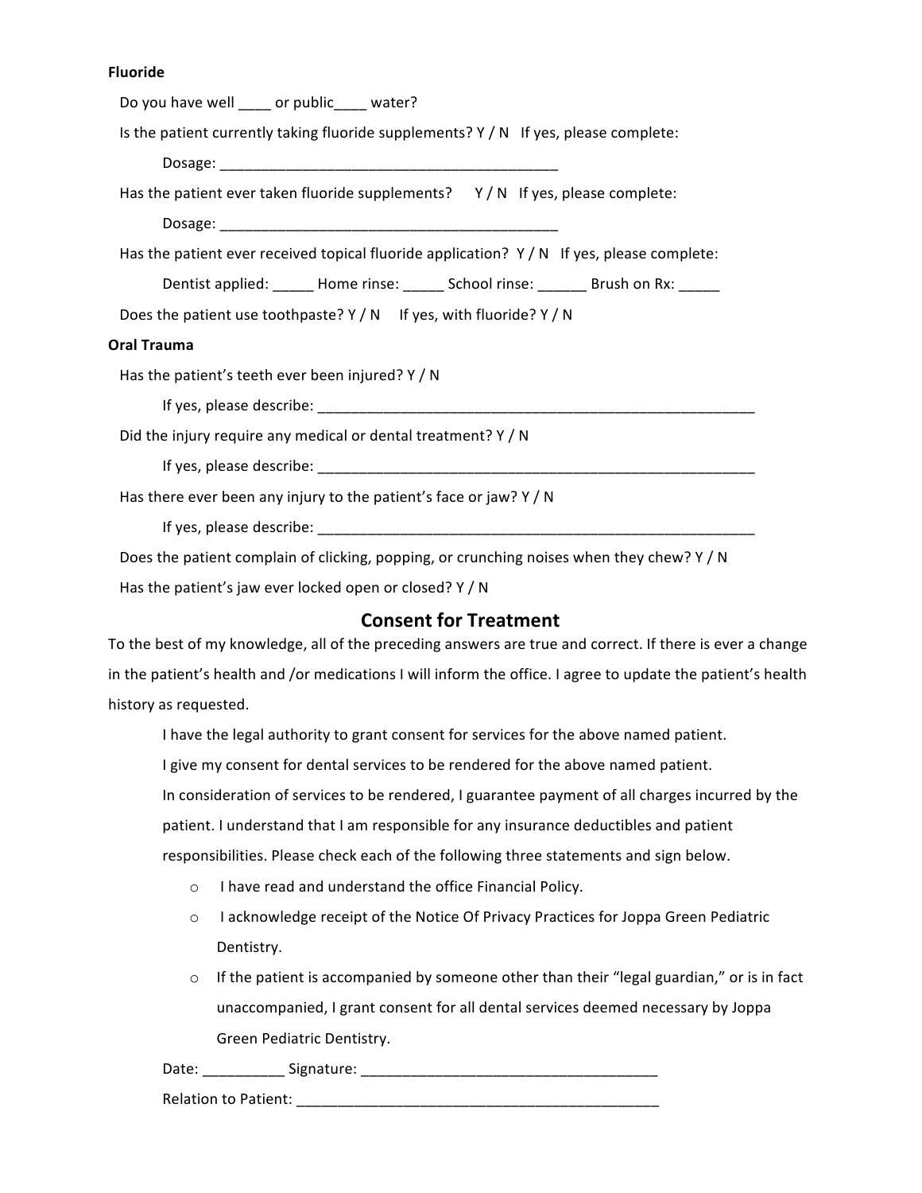**Fluoride**

Do you have well ____ or public____ water?

Is the patient currently taking fluoride supplements? Y / N   If yes, please complete:

Dosage: ___________________________________________

Has the patient ever taken fluoride supplements?   Y / N   If yes, please complete:

Dosage: ___________________________________________

Has the patient ever received topical fluoride application?  Y / N   If yes, please complete:

Dentist applied: _____ Home rinse: _____ School rinse: ______ Brush on Rx: _____

Does the patient use toothpaste? Y / N   If yes, with fluoride? Y / N

**Oral Trauma**

Has the patient's teeth ever been injured? Y / N

If yes, please describe: ________________________________________________________

Did the injury require any medical or dental treatment? Y / N

If yes, please describe: ________________________________________________________

Has there ever been any injury to the patient's face or jaw? Y / N

If yes, please describe: ________________________________________________________

Does the patient complain of clicking, popping, or crunching noises when they chew? Y / N

Has the patient's jaw ever locked open or closed? Y / N

## Consent for Treatment

To the best of my knowledge, all of the preceding answers are true and correct. If there is ever a change in the patient's health and /or medications I will inform the office. I agree to update the patient's health history as requested.

I have the legal authority to grant consent for services for the above named patient.

I give my consent for dental services to be rendered for the above named patient.

In consideration of services to be rendered, I guarantee payment of all charges incurred by the patient. I understand that I am responsible for any insurance deductibles and patient responsibilities. Please check each of the following three statements and sign below.

- I have read and understand the office Financial Policy.
- I acknowledge receipt of the Notice Of Privacy Practices for Joppa Green Pediatric Dentistry.
- If the patient is accompanied by someone other than their "legal guardian," or is in fact unaccompanied, I grant consent for all dental services deemed necessary by Joppa Green Pediatric Dentistry.

Date: __________ Signature: _____________________________________

Relation to Patient: ______________________________________________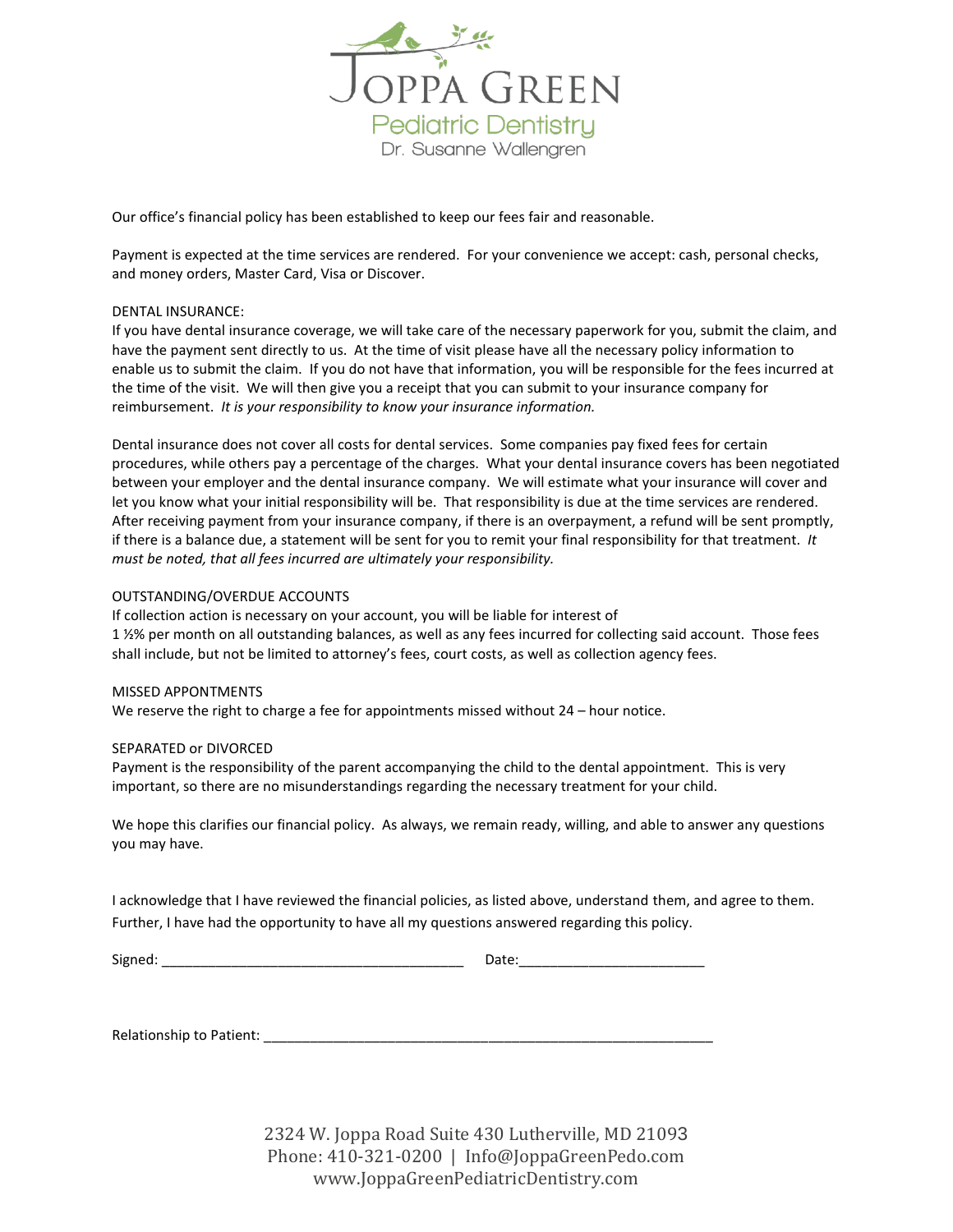# JOPPA GREEN

## Pediatric Dentistry

Dr. Susanne Wallengren

Our office's financial policy has been established to keep our fees fair and reasonable.

Payment is expected at the time services are rendered. For your convenience we accept: cash, personal checks, and money orders, Master Card, Visa or Discover.

DENTAL INSURANCE:
If you have dental insurance coverage, we will take care of the necessary paperwork for you, submit the claim, and have the payment sent directly to us. At the time of visit please have all the necessary policy information to enable us to submit the claim. If you do not have that information, you will be responsible for the fees incurred at the time of the visit. We will then give you a receipt that you can submit to your insurance company for reimbursement. *It is your responsibility to know your insurance information.*

Dental insurance does not cover all costs for dental services. Some companies pay fixed fees for certain procedures, while others pay a percentage of the charges. What your dental insurance covers has been negotiated between your employer and the dental insurance company. We will estimate what your insurance will cover and let you know what your initial responsibility will be. That responsibility is due at the time services are rendered. After receiving payment from your insurance company, if there is an overpayment, a refund will be sent promptly, if there is a balance due, a statement will be sent for you to remit your final responsibility for that treatment. *It must be noted, that all fees incurred are ultimately your responsibility.*

OUTSTANDING/OVERDUE ACCOUNTS
If collection action is necessary on your account, you will be liable for interest of
1 ½% per month on all outstanding balances, as well as any fees incurred for collecting said account. Those fees shall include, but not be limited to attorney's fees, court costs, as well as collection agency fees.

MISSED APPONTMENTS
We reserve the right to charge a fee for appointments missed without 24 – hour notice.

SEPARATED or DIVORCED
Payment is the responsibility of the parent accompanying the child to the dental appointment. This is very important, so there are no misunderstandings regarding the necessary treatment for your child.

We hope this clarifies our financial policy. As always, we remain ready, willing, and able to answer any questions you may have.

I acknowledge that I have reviewed the financial policies, as listed above, understand them, and agree to them. Further, I have had the opportunity to have all my questions answered regarding this policy.

Signed: ________________________________________ Date:_________________________

Relationship to Patient: ___________________________________________________________

2324 W. Joppa Road Suite 430 Lutherville, MD 21093
Phone: 410-321-0200 | Info@JoppaGreenPedo.com
www.JoppaGreenPediatricDentistry.com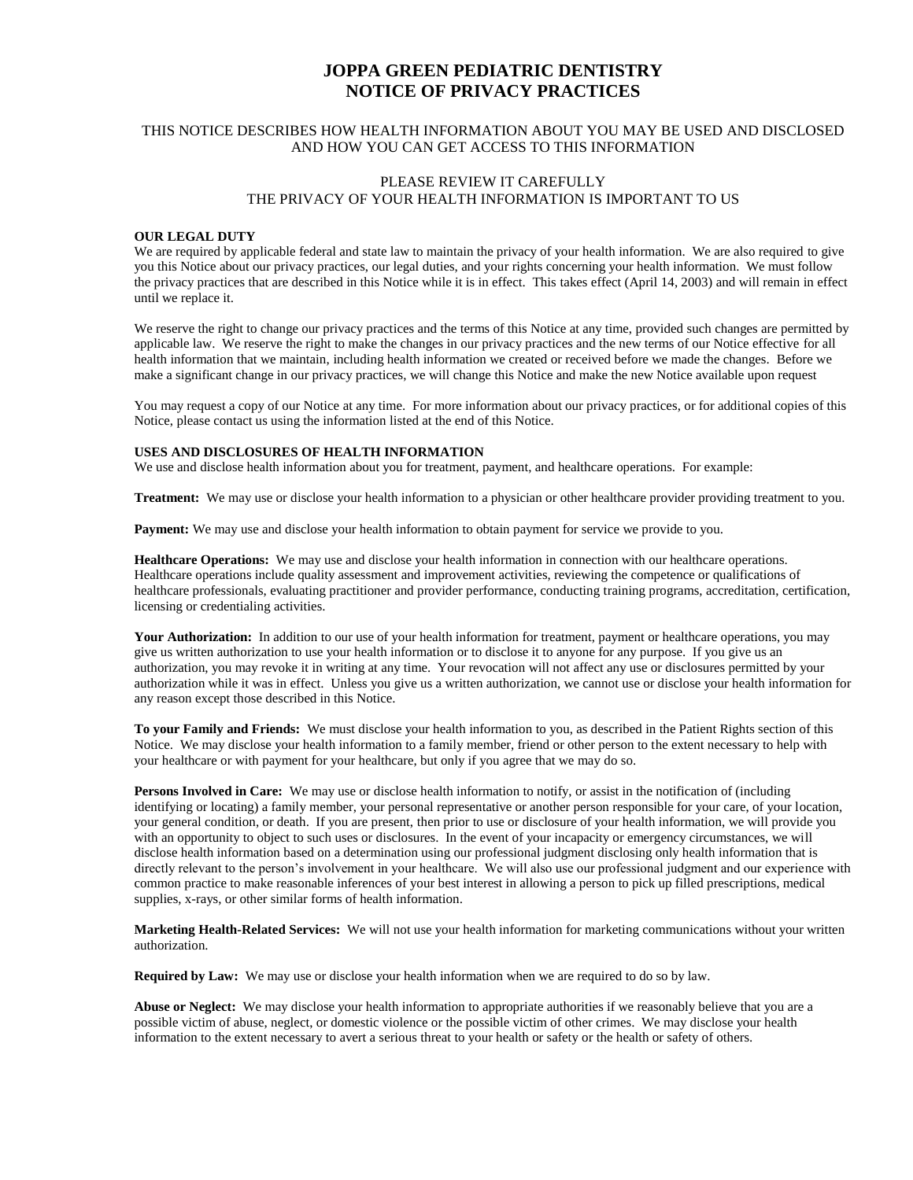# JOPPA GREEN PEDIATRIC DENTISTRY
# NOTICE OF PRIVACY PRACTICES

THIS NOTICE DESCRIBES HOW HEALTH INFORMATION ABOUT YOU MAY BE USED AND DISCLOSED AND HOW YOU CAN GET ACCESS TO THIS INFORMATION

PLEASE REVIEW IT CAREFULLY
THE PRIVACY OF YOUR HEALTH INFORMATION IS IMPORTANT TO US

**OUR LEGAL DUTY**
We are required by applicable federal and state law to maintain the privacy of your health information. We are also required to give you this Notice about our privacy practices, our legal duties, and your rights concerning your health information. We must follow the privacy practices that are described in this Notice while it is in effect. This takes effect (April 14, 2003) and will remain in effect until we replace it.

We reserve the right to change our privacy practices and the terms of this Notice at any time, provided such changes are permitted by applicable law. We reserve the right to make the changes in our privacy practices and the new terms of our Notice effective for all health information that we maintain, including health information we created or received before we made the changes. Before we make a significant change in our privacy practices, we will change this Notice and make the new Notice available upon request

You may request a copy of our Notice at any time. For more information about our privacy practices, or for additional copies of this Notice, please contact us using the information listed at the end of this Notice.

**USES AND DISCLOSURES OF HEALTH INFORMATION**
We use and disclose health information about you for treatment, payment, and healthcare operations. For example:

**Treatment:** We may use or disclose your health information to a physician or other healthcare provider providing treatment to you.

**Payment:** We may use and disclose your health information to obtain payment for service we provide to you.

**Healthcare Operations:** We may use and disclose your health information in connection with our healthcare operations. Healthcare operations include quality assessment and improvement activities, reviewing the competence or qualifications of healthcare professionals, evaluating practitioner and provider performance, conducting training programs, accreditation, certification, licensing or credentialing activities.

**Your Authorization:** In addition to our use of your health information for treatment, payment or healthcare operations, you may give us written authorization to use your health information or to disclose it to anyone for any purpose. If you give us an authorization, you may revoke it in writing at any time. Your revocation will not affect any use or disclosures permitted by your authorization while it was in effect. Unless you give us a written authorization, we cannot use or disclose your health information for any reason except those described in this Notice.

**To your Family and Friends:** We must disclose your health information to you, as described in the Patient Rights section of this Notice. We may disclose your health information to a family member, friend or other person to the extent necessary to help with your healthcare or with payment for your healthcare, but only if you agree that we may do so.

**Persons Involved in Care:** We may use or disclose health information to notify, or assist in the notification of (including identifying or locating) a family member, your personal representative or another person responsible for your care, of your location, your general condition, or death. If you are present, then prior to use or disclosure of your health information, we will provide you with an opportunity to object to such uses or disclosures. In the event of your incapacity or emergency circumstances, we will disclose health information based on a determination using our professional judgment disclosing only health information that is directly relevant to the person's involvement in your healthcare. We will also use our professional judgment and our experience with common practice to make reasonable inferences of your best interest in allowing a person to pick up filled prescriptions, medical supplies, x-rays, or other similar forms of health information.

**Marketing Health-Related Services:** We will not use your health information for marketing communications without your written authorization.

**Required by Law:** We may use or disclose your health information when we are required to do so by law.

**Abuse or Neglect:** We may disclose your health information to appropriate authorities if we reasonably believe that you are a possible victim of abuse, neglect, or domestic violence or the possible victim of other crimes. We may disclose your health information to the extent necessary to avert a serious threat to your health or safety or the health or safety of others.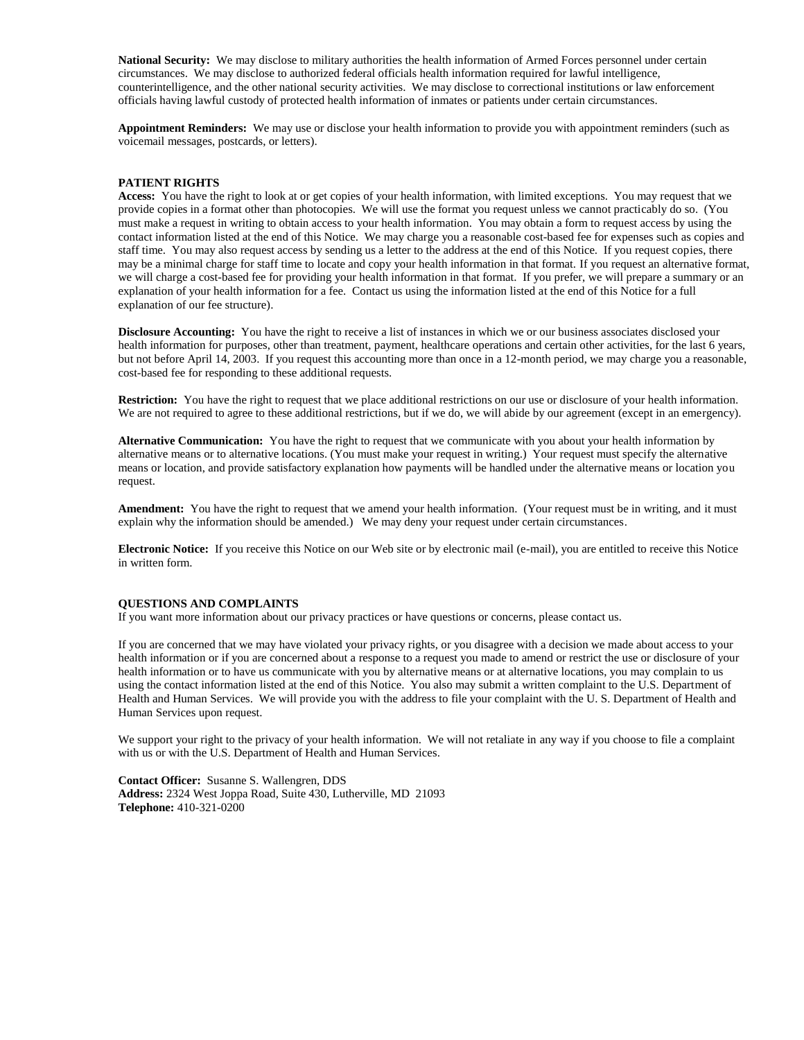**National Security:** We may disclose to military authorities the health information of Armed Forces personnel under certain circumstances. We may disclose to authorized federal officials health information required for lawful intelligence, counterintelligence, and the other national security activities. We may disclose to correctional institutions or law enforcement officials having lawful custody of protected health information of inmates or patients under certain circumstances.

**Appointment Reminders:** We may use or disclose your health information to provide you with appointment reminders (such as voicemail messages, postcards, or letters).

## PATIENT RIGHTS

**Access:** You have the right to look at or get copies of your health information, with limited exceptions. You may request that we provide copies in a format other than photocopies. We will use the format you request unless we cannot practicably do so. (You must make a request in writing to obtain access to your health information. You may obtain a form to request access by using the contact information listed at the end of this Notice. We may charge you a reasonable cost-based fee for expenses such as copies and staff time. You may also request access by sending us a letter to the address at the end of this Notice. If you request copies, there may be a minimal charge for staff time to locate and copy your health information in that format. If you request an alternative format, we will charge a cost-based fee for providing your health information in that format. If you prefer, we will prepare a summary or an explanation of your health information for a fee. Contact us using the information listed at the end of this Notice for a full explanation of our fee structure).

**Disclosure Accounting:** You have the right to receive a list of instances in which we or our business associates disclosed your health information for purposes, other than treatment, payment, healthcare operations and certain other activities, for the last 6 years, but not before April 14, 2003. If you request this accounting more than once in a 12-month period, we may charge you a reasonable, cost-based fee for responding to these additional requests.

**Restriction:** You have the right to request that we place additional restrictions on our use or disclosure of your health information. We are not required to agree to these additional restrictions, but if we do, we will abide by our agreement (except in an emergency).

**Alternative Communication:** You have the right to request that we communicate with you about your health information by alternative means or to alternative locations. (You must make your request in writing.) Your request must specify the alternative means or location, and provide satisfactory explanation how payments will be handled under the alternative means or location you request.

**Amendment:** You have the right to request that we amend your health information. (Your request must be in writing, and it must explain why the information should be amended.) We may deny your request under certain circumstances.

**Electronic Notice:** If you receive this Notice on our Web site or by electronic mail (e-mail), you are entitled to receive this Notice in written form.

## QUESTIONS AND COMPLAINTS

If you want more information about our privacy practices or have questions or concerns, please contact us.

If you are concerned that we may have violated your privacy rights, or you disagree with a decision we made about access to your health information or if you are concerned about a response to a request you made to amend or restrict the use or disclosure of your health information or to have us communicate with you by alternative means or at alternative locations, you may complain to us using the contact information listed at the end of this Notice. You also may submit a written complaint to the U.S. Department of Health and Human Services. We will provide you with the address to file your complaint with the U. S. Department of Health and Human Services upon request.

We support your right to the privacy of your health information. We will not retaliate in any way if you choose to file a complaint with us or with the U.S. Department of Health and Human Services.

**Contact Officer:** Susanne S. Wallengren, DDS
**Address:** 2324 West Joppa Road, Suite 430, Lutherville, MD 21093
**Telephone:** 410-321-0200